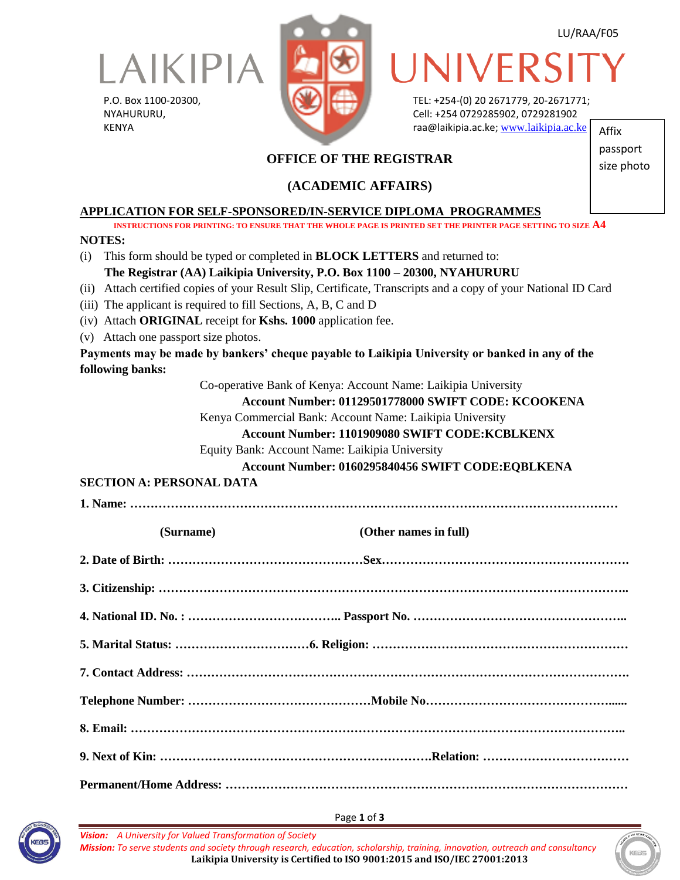LU/RAA/F05

# LAIKIPIA UNIVERSITY

P.O. Box 1100-20300,
NYAHURURU,
KENYA

TEL: +254-(0) 20 2671779, 20-2671771;
Cell: +254 0729285902, 0729281902
raa@laikipia.ac.ke; www.laikipia.ac.ke

Affix passport size photo

## OFFICE OF THE REGISTRAR

## (ACADEMIC AFFAIRS)

**APPLICATION FOR SELF-SPONSORED/IN-SERVICE DIPLOMA PROGRAMMES**

INSTRUCTIONS FOR PRINTING: TO ENSURE THAT THE WHOLE PAGE IS PRINTED SET THE PRINTER PAGE SETTING TO SIZE A4

**NOTES:**

(i) This form should be typed or completed in **BLOCK LETTERS** and returned to:
**The Registrar (AA) Laikipia University, P.O. Box 1100 – 20300, NYAHURURU**

(ii) Attach certified copies of your Result Slip, Certificate, Transcripts and a copy of your National ID Card

(iii) The applicant is required to fill Sections, A, B, C and D

(iv) Attach **ORIGINAL** receipt for **Kshs. 1000** application fee.

(v) Attach one passport size photos.

**Payments may be made by bankers' cheque payable to Laikipia University or banked in any of the following banks:**

Co-operative Bank of Kenya: Account Name: Laikipia University
**Account Number: 01129501778000 SWIFT CODE: KCOOKENA**

Kenya Commercial Bank: Account Name: Laikipia University
**Account Number: 1101909080 SWIFT CODE:KCBLKENX**

Equity Bank: Account Name: Laikipia University
**Account Number: 0160295840456 SWIFT CODE:EQBLKENA**

**SECTION A: PERSONAL DATA**

**1. Name: ……………………………………………………………………………………………………**

**(Surname)** **(Other names in full)**

**2. Date of Birth: …………………………………………Sex…………………………………………………**

**3. Citizenship: ……………………………………………………………………………………………..**

**4. National ID. No. : ……………………………….. Passport No. ……………………………………………..**

**5. Marital Status: ……………………………6. Religion: ……………………………………………………**

**7. Contact Address: ……………………………………………………………………………………….**

**Telephone Number: ………………………………………Mobile No…………………………………......**

**8. Email: ……………………………………………………………………………………………………..**

**9. Next of Kin: ………………………………………………………….Relation: ………………………………**

**Permanent/Home Address: ………………………………………………………………………………**

*Vision: A University for Valued Transformation of Society*
*Mission: To serve students and society through research, education, scholarship, training, innovation, outreach and consultancy*
**Laikipia University is Certified to ISO 9001:2015 and ISO/IEC 27001:2013**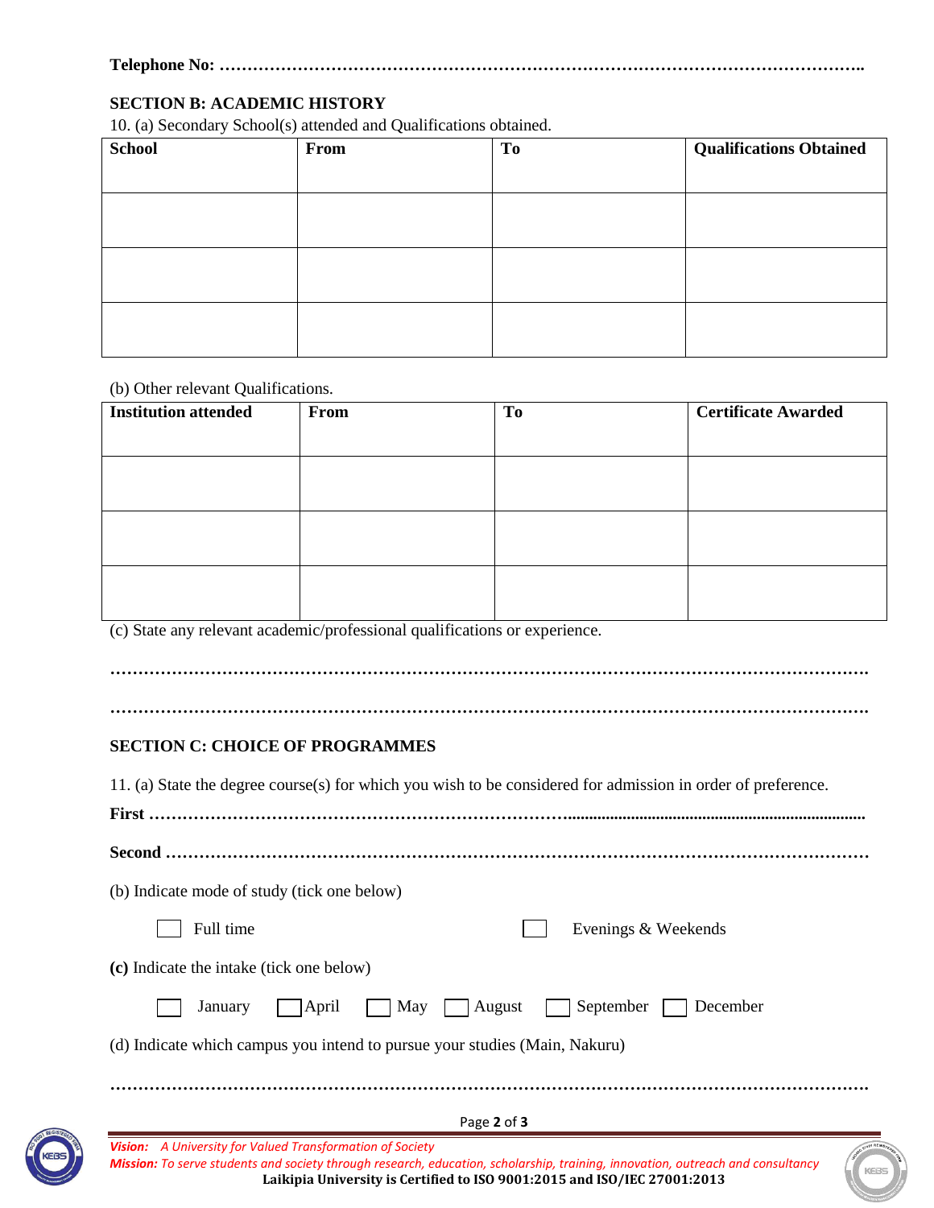**Telephone No: ……………………………………………………………………………………………………..**

## SECTION B: ACADEMIC HISTORY

10. (a) Secondary School(s) attended and Qualifications obtained.

| **School** | **From** | **To** | **Qualifications Obtained** |
|---|---|---|---|
| | | | |
| | | | |
| | | | |

(b) Other relevant Qualifications.

| **Institution attended** | **From** | **To** | **Certificate Awarded** |
|---|---|---|---|
| | | | |
| | | | |
| | | | |

(c) State any relevant academic/professional qualifications or experience.

**……………………………………………………………………………………………………………………**

**……………………………………………………………………………………………………………………**

## SECTION C: CHOICE OF PROGRAMMES

11. (a) State the degree course(s) for which you wish to be considered for admission in order of preference.

**First ……………………………………………………………………………………………………………**

**Second …………………………………………………………………………………………………………**

(b) Indicate mode of study (tick one below)

☐ Full time ☐ Evenings & Weekends

**(c)** Indicate the intake (tick one below)

☐ January ☐ April ☐ May ☐ August ☐ September ☐ December

(d) Indicate which campus you intend to pursue your studies (Main, Nakuru)

**……………………………………………………………………………………………………………………**

***Vision:*** *A University for Valued Transformation of Society*

***Mission:*** *To serve students and society through research, education, scholarship, training, innovation, outreach and consultancy*

**Laikipia University is Certified to ISO 9001:2015 and ISO/IEC 27001:2013**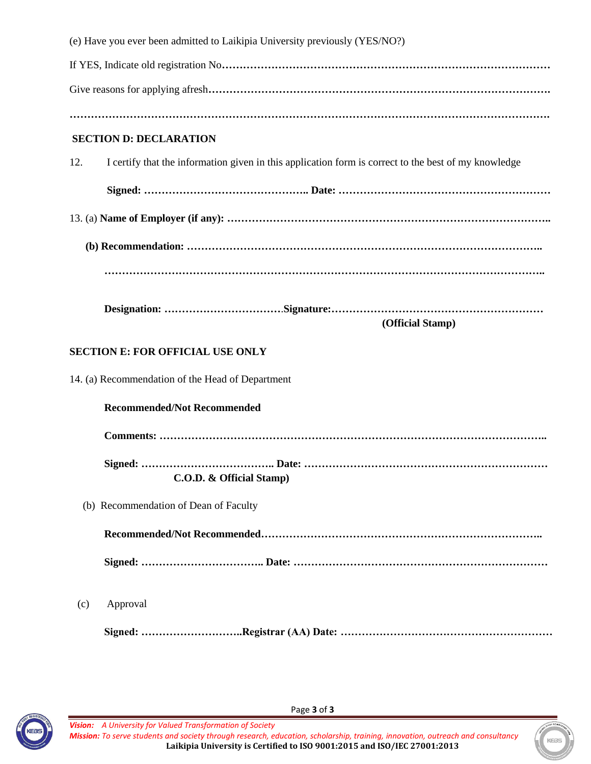(e) Have you ever been admitted to Laikipia University previously (YES/NO?)

If YES, Indicate old registration No………………………………………………………………………………

Give reasons for applying afresh………………………………………………………………………………….

…………………………………………………………………………………………………………………….

## SECTION D: DECLARATION

12. I certify that the information given in this application form is correct to the best of my knowledge

**Signed: ……………………………………….. Date: ……………………………………………………**

13. (a) **Name of Employer (if any): ……………………………………………………………………………..**

**(b) Recommendation: ……………………………………………………………………………………..**

**………………………………………………………………………………………………………………..**

**Designation: ……………………………Signature:……………………………………………………**
**(Official Stamp)**

## SECTION E: FOR OFFICIAL USE ONLY

14. (a) Recommendation of the Head of Department

**Recommended/Not Recommended**

**Comments: ………………………………………………………………………………………………..**

**Signed: ……………………………….. Date: ……………………………………………………………**
**C.O.D. & Official Stamp)**

(b) Recommendation of Dean of Faculty

**Recommended/Not Recommended……………………………………………………………………..**

**Signed: …………………………….. Date: ……………………………………………………………**

(c) Approval

**Signed: ………………………..Registrar (AA) Date: ……………………………………………………**

*Vision: A University for Valued Transformation of Society*

*Mission: To serve students and society through research, education, scholarship, training, innovation, outreach and consultancy*

**Laikipia University is Certified to ISO 9001:2015 and ISO/IEC 27001:2013**